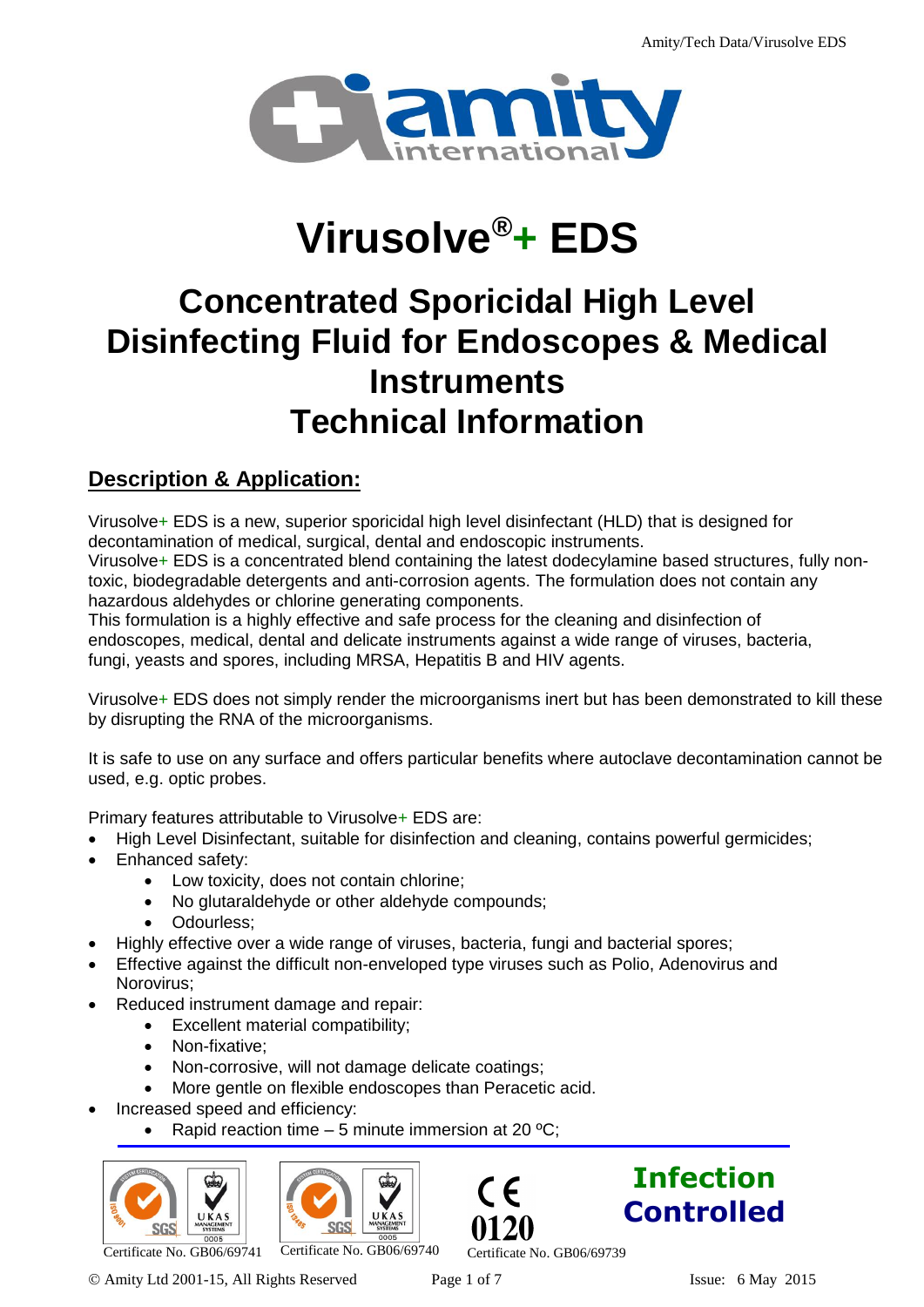# Virusolve®+ EDS

## Concentrated Sporicidal High Level Disinfecting Fluid for Endoscopes & Medical Instruments Technical Information

## Description & Application:

Virusolve+ EDS is a new, superior sporicidal high level disinfectant (HLD) that is designed for decontamination of medical, surgical, dental and endoscopic instruments.
Virusolve+ EDS is a concentrated blend containing the latest dodecylamine based structures, fully non-toxic, biodegradable detergents and anti-corrosion agents. The formulation does not contain any hazardous aldehydes or chlorine generating components.
This formulation is a highly effective and safe process for the cleaning and disinfection of endoscopes, medical, dental and delicate instruments against a wide range of viruses, bacteria, fungi, yeasts and spores, including MRSA, Hepatitis B and HIV agents.

Virusolve+ EDS does not simply render the microorganisms inert but has been demonstrated to kill these by disrupting the RNA of the microorganisms.

It is safe to use on any surface and offers particular benefits where autoclave decontamination cannot be used, e.g. optic probes.

Primary features attributable to Virusolve+ EDS are:

- High Level Disinfectant, suitable for disinfection and cleaning, contains powerful germicides;
- Enhanced safety:
  - Low toxicity, does not contain chlorine;
  - No glutaraldehyde or other aldehyde compounds;
  - Odourless;
- Highly effective over a wide range of viruses, bacteria, fungi and bacterial spores;
- Effective against the difficult non-enveloped type viruses such as Polio, Adenovirus and Norovirus;
- Reduced instrument damage and repair:
  - Excellent material compatibility;
  - Non-fixative;
  - Non-corrosive, will not damage delicate coatings;
  - More gentle on flexible endoscopes than Peracetic acid.
- Increased speed and efficiency:
  - Rapid reaction time – 5 minute immersion at 20 ºC;

Certificate No. GB06/69741 Certificate No. GB06/69740 CE 0120 Certificate No. GB06/69739

**Infection Controlled**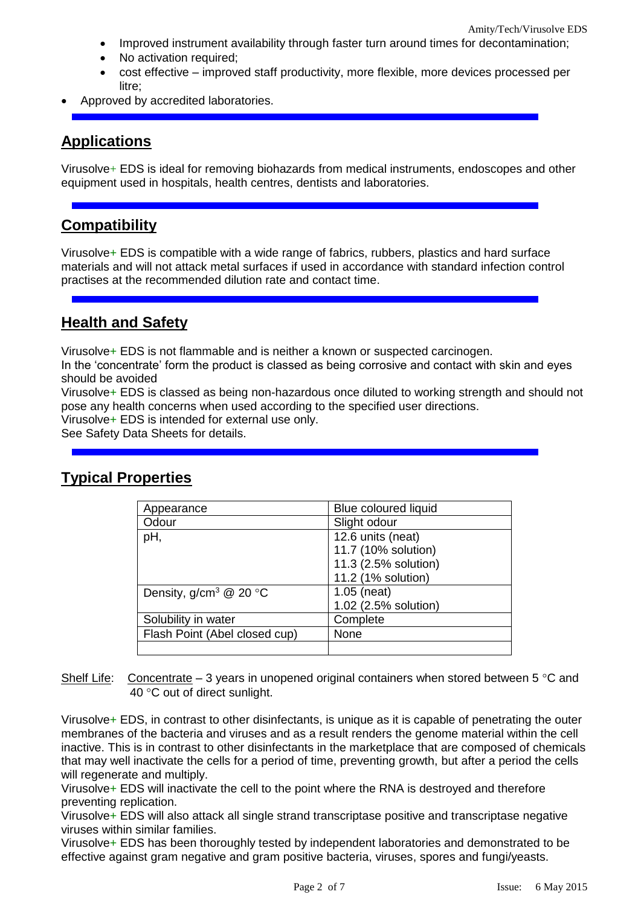- Improved instrument availability through faster turn around times for decontamination;
    - No activation required;
    - cost effective – improved staff productivity, more flexible, more devices processed per litre;
- Approved by accredited laboratories.

## Applications

Virusolve+ EDS is ideal for removing biohazards from medical instruments, endoscopes and other equipment used in hospitals, health centres, dentists and laboratories.

## Compatibility

Virusolve+ EDS is compatible with a wide range of fabrics, rubbers, plastics and hard surface materials and will not attack metal surfaces if used in accordance with standard infection control practises at the recommended dilution rate and contact time.

## Health and Safety

Virusolve+ EDS is not flammable and is neither a known or suspected carcinogen.
In the 'concentrate' form the product is classed as being corrosive and contact with skin and eyes should be avoided
Virusolve+ EDS is classed as being non-hazardous once diluted to working strength and should not pose any health concerns when used according to the specified user directions.
Virusolve+ EDS is intended for external use only.
See Safety Data Sheets for details.

## Typical Properties

| Appearance | Blue coloured liquid |
|---|---|
| Odour | Slight odour |
| pH, | 12.6 units (neat)<br>11.7 (10% solution)<br>11.3 (2.5% solution)<br>11.2 (1% solution) |
| Density, g/cm$^3$ @ 20 °C | 1.05 (neat)<br>1.02 (2.5% solution) |
| Solubility in water | Complete |
| Flash Point (Abel closed cup) | None |
| | |

Shelf Life: Concentrate – 3 years in unopened original containers when stored between 5 °C and 40 °C out of direct sunlight.

Virusolve+ EDS, in contrast to other disinfectants, is unique as it is capable of penetrating the outer membranes of the bacteria and viruses and as a result renders the genome material within the cell inactive. This is in contrast to other disinfectants in the marketplace that are composed of chemicals that may well inactivate the cells for a period of time, preventing growth, but after a period the cells will regenerate and multiply.
Virusolve+ EDS will inactivate the cell to the point where the RNA is destroyed and therefore preventing replication.
Virusolve+ EDS will also attack all single strand transcriptase positive and transcriptase negative viruses within similar families.
Virusolve+ EDS has been thoroughly tested by independent laboratories and demonstrated to be effective against gram negative and gram positive bacteria, viruses, spores and fungi/yeasts.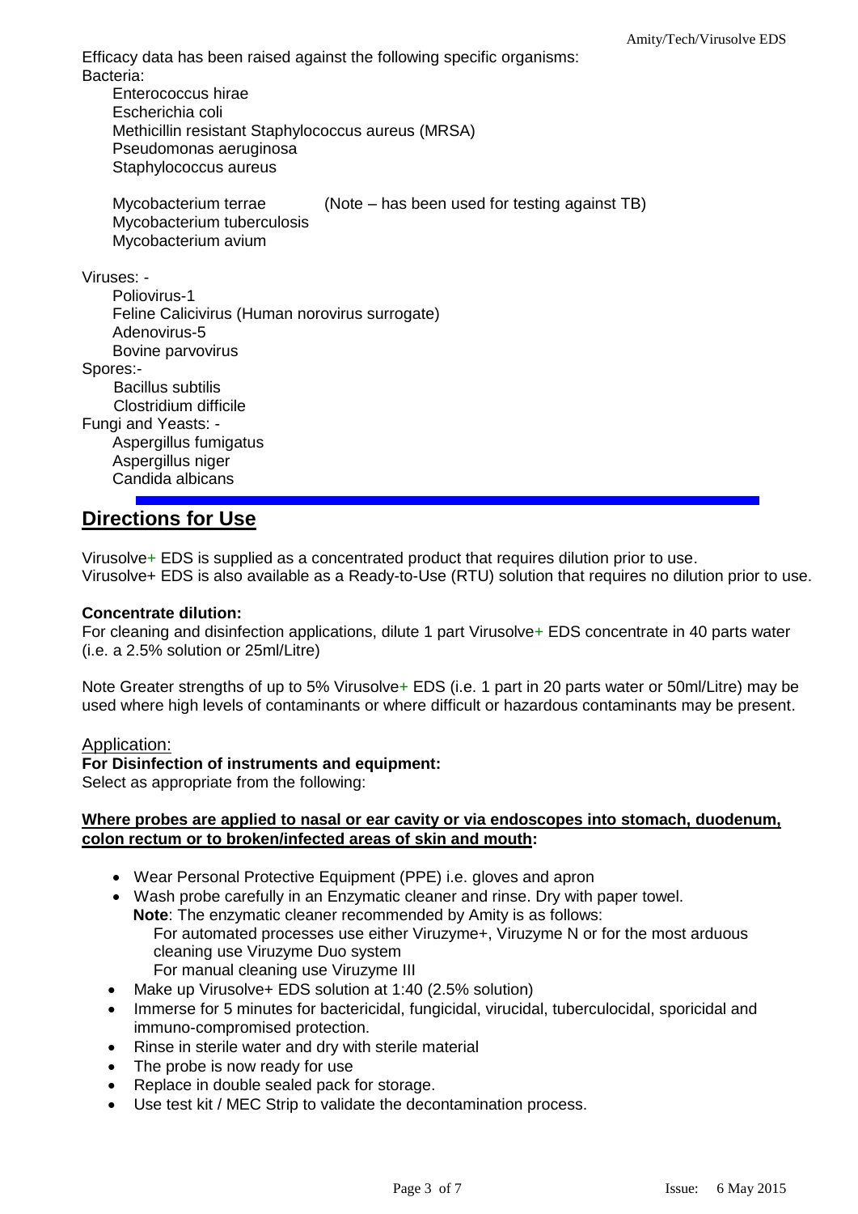Efficacy data has been raised against the following specific organisms:

Bacteria:

- Enterococcus hirae
- Escherichia coli
- Methicillin resistant Staphylococcus aureus (MRSA)
- Pseudomonas aeruginosa
- Staphylococcus aureus

- Mycobacterium terrae (Note – has been used for testing against TB)
- Mycobacterium tuberculosis
- Mycobacterium avium

Viruses: -

- Poliovirus-1
- Feline Calicivirus (Human norovirus surrogate)
- Adenovirus-5
- Bovine parvovirus

Spores:-

- Bacillus subtilis
- Clostridium difficile

Fungi and Yeasts: -

- Aspergillus fumigatus
- Aspergillus niger
- Candida albicans

## Directions for Use

Virusolve+ EDS is supplied as a concentrated product that requires dilution prior to use.
Virusolve+ EDS is also available as a Ready-to-Use (RTU) solution that requires no dilution prior to use.

**Concentrate dilution:**
For cleaning and disinfection applications, dilute 1 part Virusolve+ EDS concentrate in 40 parts water (i.e. a 2.5% solution or 25ml/Litre)

Note Greater strengths of up to 5% Virusolve+ EDS (i.e. 1 part in 20 parts water or 50ml/Litre) may be used where high levels of contaminants or where difficult or hazardous contaminants may be present.

Application:

**For Disinfection of instruments and equipment:**
Select as appropriate from the following:

**Where probes are applied to nasal or ear cavity or via endoscopes into stomach, duodenum, colon rectum or to broken/infected areas of skin and mouth:**

- Wear Personal Protective Equipment (PPE) i.e. gloves and apron
- Wash probe carefully in an Enzymatic cleaner and rinse. Dry with paper towel.
  **Note**: The enzymatic cleaner recommended by Amity is as follows:
  For automated processes use either Viruzyme+, Viruzyme N or for the most arduous cleaning use Viruzyme Duo system
  For manual cleaning use Viruzyme III
- Make up Virusolve+ EDS solution at 1:40 (2.5% solution)
- Immerse for 5 minutes for bactericidal, fungicidal, virucidal, tuberculocidal, sporicidal and immuno-compromised protection.
- Rinse in sterile water and dry with sterile material
- The probe is now ready for use
- Replace in double sealed pack for storage.
- Use test kit / MEC Strip to validate the decontamination process.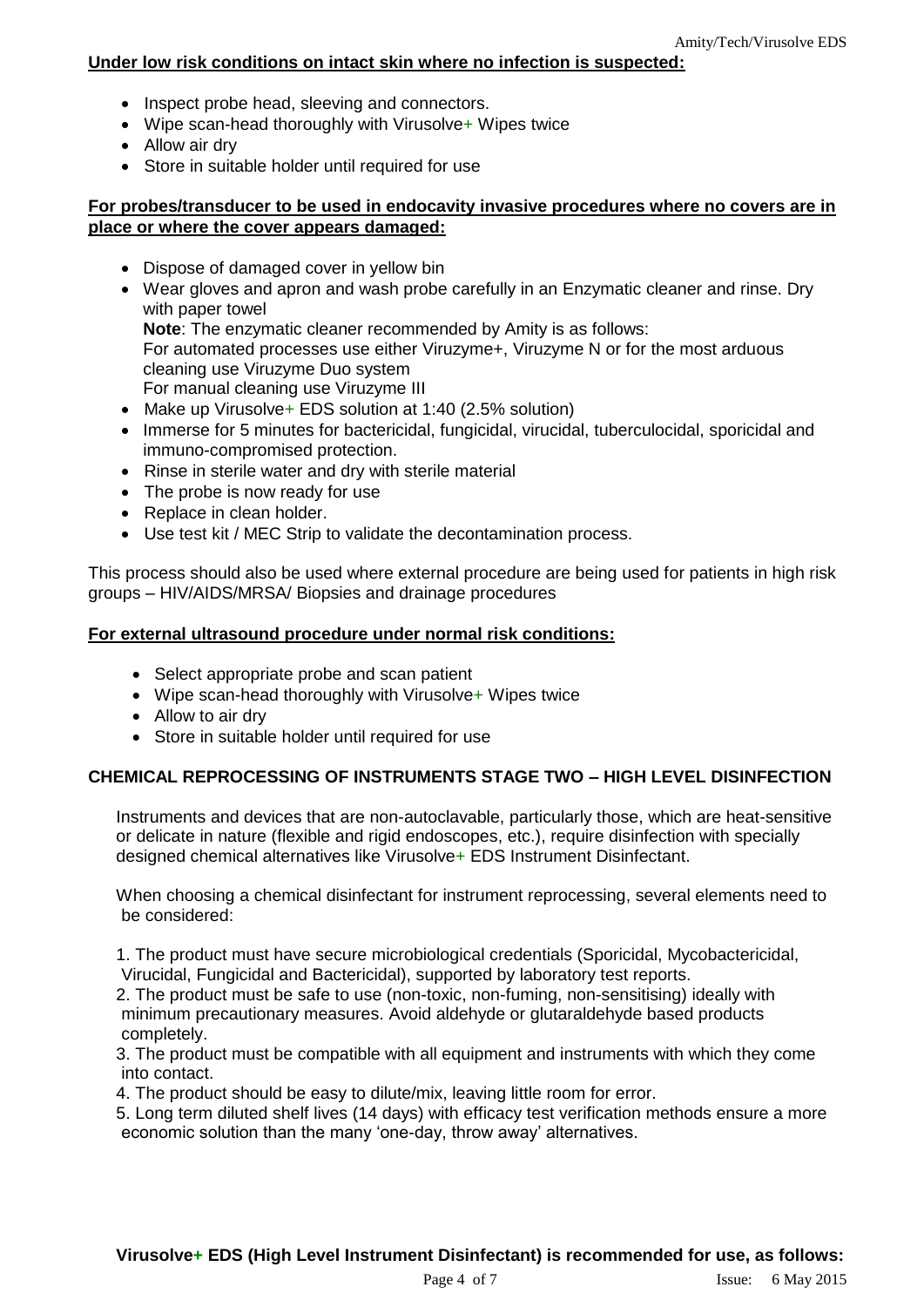**Under low risk conditions on intact skin where no infection is suspected:**

- Inspect probe head, sleeving and connectors.
- Wipe scan-head thoroughly with Virusolve+ Wipes twice
- Allow air dry
- Store in suitable holder until required for use

**For probes/transducer to be used in endocavity invasive procedures where no covers are in place or where the cover appears damaged:**

- Dispose of damaged cover in yellow bin
- Wear gloves and apron and wash probe carefully in an Enzymatic cleaner and rinse. Dry with paper towel
  **Note**: The enzymatic cleaner recommended by Amity is as follows:
  For automated processes use either Viruzyme+, Viruzyme N or for the most arduous cleaning use Viruzyme Duo system
  For manual cleaning use Viruzyme III
- Make up Virusolve+ EDS solution at 1:40 (2.5% solution)
- Immerse for 5 minutes for bactericidal, fungicidal, virucidal, tuberculocidal, sporicidal and immuno-compromised protection.
- Rinse in sterile water and dry with sterile material
- The probe is now ready for use
- Replace in clean holder.
- Use test kit / MEC Strip to validate the decontamination process.

This process should also be used where external procedure are being used for patients in high risk groups – HIV/AIDS/MRSA/ Biopsies and drainage procedures

**For external ultrasound procedure under normal risk conditions:**

- Select appropriate probe and scan patient
- Wipe scan-head thoroughly with Virusolve+ Wipes twice
- Allow to air dry
- Store in suitable holder until required for use

**CHEMICAL REPROCESSING OF INSTRUMENTS STAGE TWO – HIGH LEVEL DISINFECTION**

Instruments and devices that are non-autoclavable, particularly those, which are heat-sensitive or delicate in nature (flexible and rigid endoscopes, etc.), require disinfection with specially designed chemical alternatives like Virusolve+ EDS Instrument Disinfectant.

When choosing a chemical disinfectant for instrument reprocessing, several elements need to be considered:

1. The product must have secure microbiological credentials (Sporicidal, Mycobactericidal, Virucidal, Fungicidal and Bactericidal), supported by laboratory test reports.
2. The product must be safe to use (non-toxic, non-fuming, non-sensitising) ideally with minimum precautionary measures. Avoid aldehyde or glutaraldehyde based products completely.
3. The product must be compatible with all equipment and instruments with which they come into contact.
4. The product should be easy to dilute/mix, leaving little room for error.
5. Long term diluted shelf lives (14 days) with efficacy test verification methods ensure a more economic solution than the many 'one-day, throw away' alternatives.

**Virusolve+ EDS (High Level Instrument Disinfectant) is recommended for use, as follows:**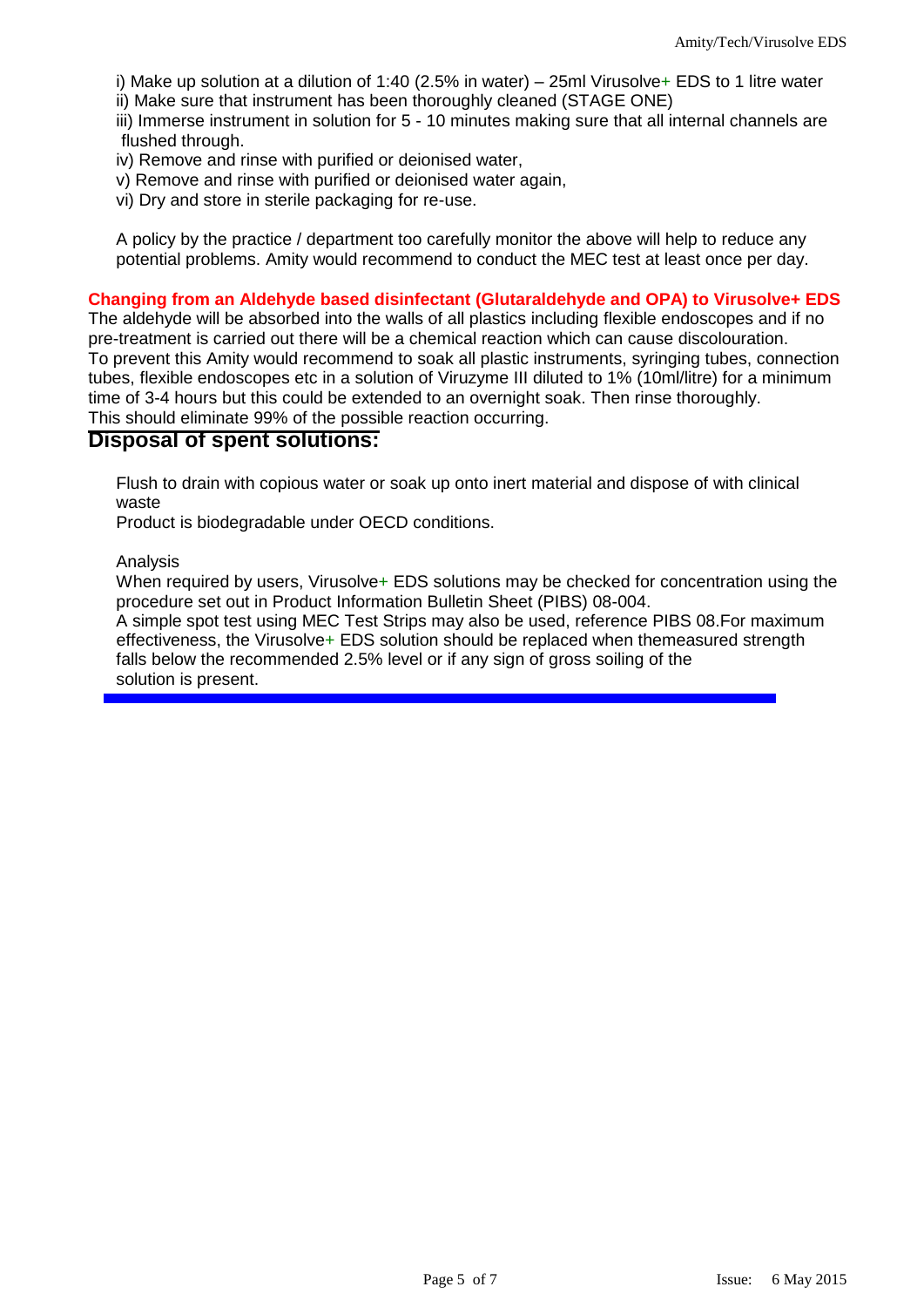i) Make up solution at a dilution of 1:40 (2.5% in water) – 25ml Virusolve+ EDS to 1 litre water
ii) Make sure that instrument has been thoroughly cleaned (STAGE ONE)
iii) Immerse instrument in solution for 5 - 10 minutes making sure that all internal channels are flushed through.
iv) Remove and rinse with purified or deionised water,
v) Remove and rinse with purified or deionised water again,
vi) Dry and store in sterile packaging for re-use.

A policy by the practice / department too carefully monitor the above will help to reduce any potential problems. Amity would recommend to conduct the MEC test at least once per day.

**Changing from an Aldehyde based disinfectant (Glutaraldehyde and OPA) to Virusolve+ EDS**

The aldehyde will be absorbed into the walls of all plastics including flexible endoscopes and if no pre-treatment is carried out there will be a chemical reaction which can cause discolouration.
To prevent this Amity would recommend to soak all plastic instruments, syringing tubes, connection tubes, flexible endoscopes etc in a solution of Viruzyme III diluted to 1% (10ml/litre) for a minimum time of 3-4 hours but this could be extended to an overnight soak. Then rinse thoroughly.
This should eliminate 99% of the possible reaction occurring.

## Disposal of spent solutions:

Flush to drain with copious water or soak up onto inert material and dispose of with clinical waste
Product is biodegradable under OECD conditions.

Analysis
When required by users, Virusolve+ EDS solutions may be checked for concentration using the procedure set out in Product Information Bulletin Sheet (PIBS) 08-004.
A simple spot test using MEC Test Strips may also be used, reference PIBS 08.For maximum effectiveness, the Virusolve+ EDS solution should be replaced when themeasured strength falls below the recommended 2.5% level or if any sign of gross soiling of the solution is present.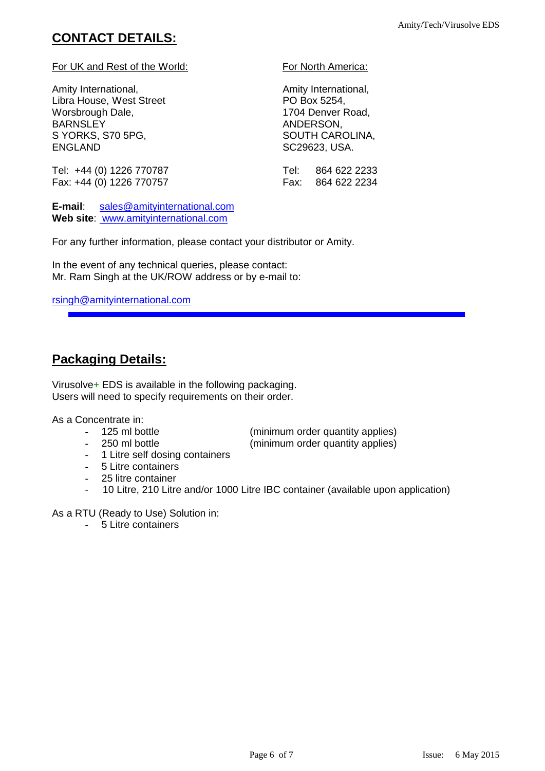## CONTACT DETAILS:

For UK and Rest of the World:

Amity International,
Libra House, West Street
Worsbrough Dale,
BARNSLEY
S YORKS, S70 5PG,
ENGLAND

Tel: +44 (0) 1226 770787
Fax: +44 (0) 1226 770757

For North America:

Amity International,
PO Box 5254,
1704 Denver Road,
ANDERSON,
SOUTH CAROLINA,
SC29623, USA.

Tel: 864 622 2233
Fax: 864 622 2234

**E-mail**: sales@amityinternational.com
**Web site**: www.amityinternational.com

For any further information, please contact your distributor or Amity.

In the event of any technical queries, please contact:
Mr. Ram Singh at the UK/ROW address or by e-mail to:

rsingh@amityinternational.com

---

## Packaging Details:

Virusolve+ EDS is available in the following packaging.
Users will need to specify requirements on their order.

As a Concentrate in:

- 125 ml bottle (minimum order quantity applies)
- 250 ml bottle (minimum order quantity applies)
- 1 Litre self dosing containers
- 5 Litre containers
- 25 litre container
- 10 Litre, 210 Litre and/or 1000 Litre IBC container (available upon application)

As a RTU (Ready to Use) Solution in:

- 5 Litre containers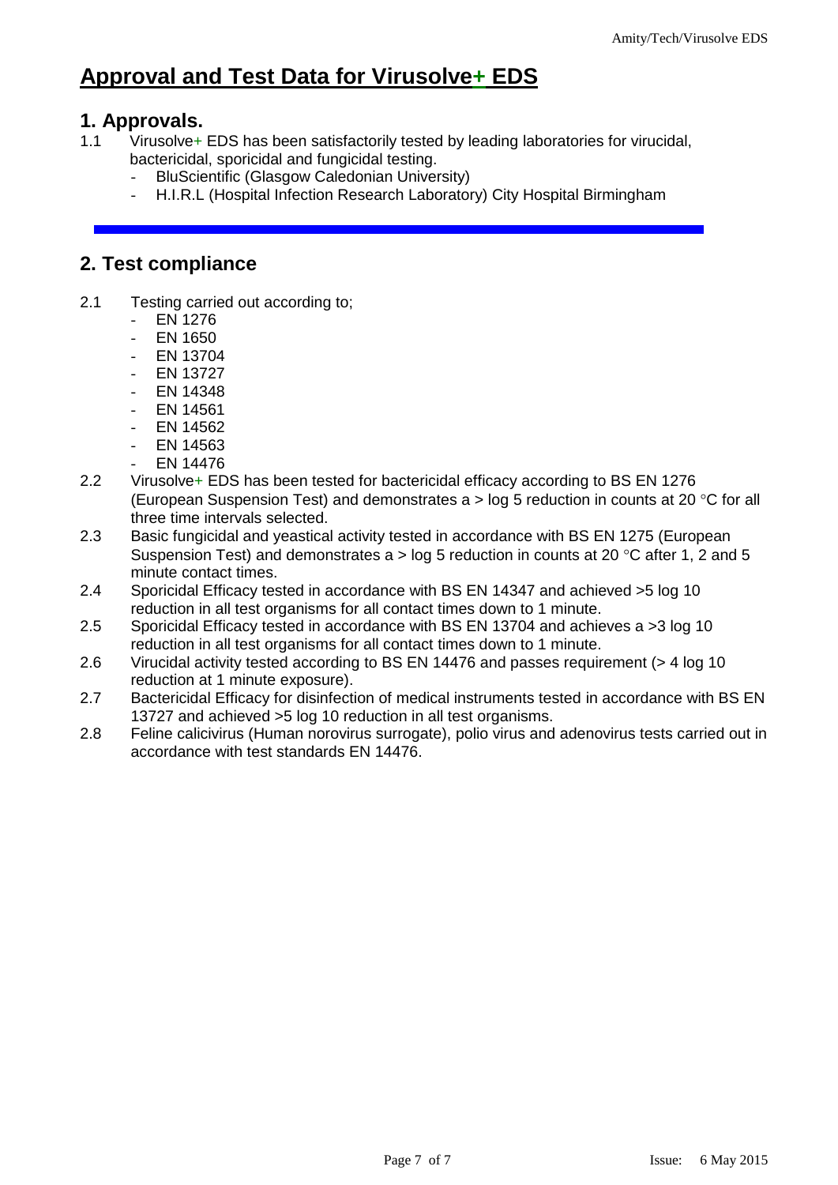# Approval and Test Data for Virusolve+ EDS

## 1. Approvals.

1.1 Virusolve+ EDS has been satisfactorily tested by leading laboratories for virucidal, bactericidal, sporicidal and fungicidal testing.
- BluScientific (Glasgow Caledonian University)
- H.I.R.L (Hospital Infection Research Laboratory) City Hospital Birmingham

## 2. Test compliance

2.1 Testing carried out according to;
- EN 1276
- EN 1650
- EN 13704
- EN 13727
- EN 14348
- EN 14561
- EN 14562
- EN 14563
- EN 14476

2.2 Virusolve+ EDS has been tested for bactericidal efficacy according to BS EN 1276 (European Suspension Test) and demonstrates a > log 5 reduction in counts at 20 °C for all three time intervals selected.

2.3 Basic fungicidal and yeastical activity tested in accordance with BS EN 1275 (European Suspension Test) and demonstrates a > log 5 reduction in counts at 20 °C after 1, 2 and 5 minute contact times.

2.4 Sporicidal Efficacy tested in accordance with BS EN 14347 and achieved >5 log 10 reduction in all test organisms for all contact times down to 1 minute.

2.5 Sporicidal Efficacy tested in accordance with BS EN 13704 and achieves a >3 log 10 reduction in all test organisms for all contact times down to 1 minute.

2.6 Virucidal activity tested according to BS EN 14476 and passes requirement (> 4 log 10 reduction at 1 minute exposure).

2.7 Bactericidal Efficacy for disinfection of medical instruments tested in accordance with BS EN 13727 and achieved >5 log 10 reduction in all test organisms.

2.8 Feline calicivirus (Human norovirus surrogate), polio virus and adenovirus tests carried out in accordance with test standards EN 14476.